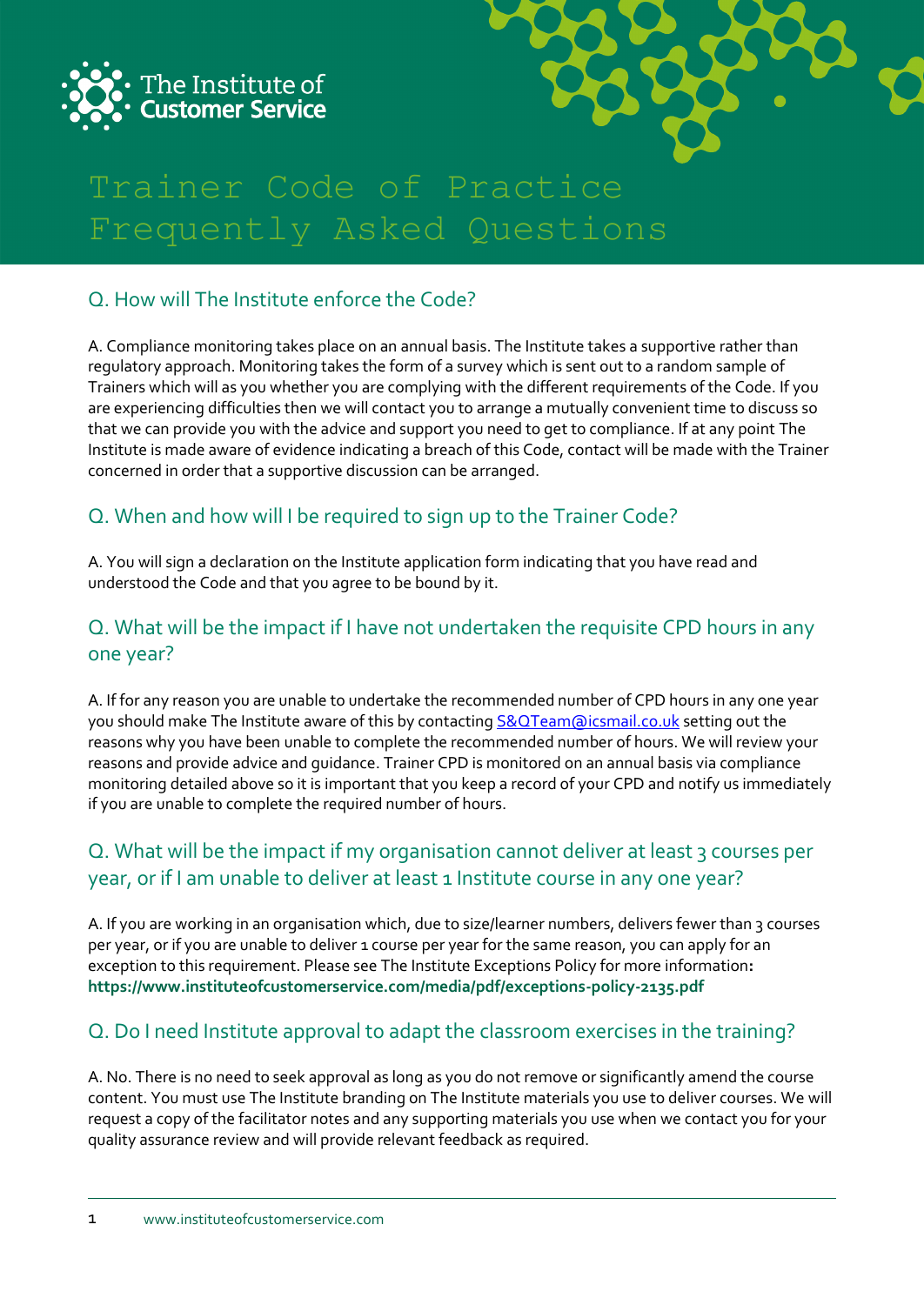The Institute of Customer Service

# Trainer Code of Practice Frequently Asked Questions

## Q. How will The Institute enforce the Code?

A. Compliance monitoring takes place on an annual basis. The Institute takes a supportive rather than regulatory approach. Monitoring takes the form of a survey which is sent out to a random sample of Trainers which will as you whether you are complying with the different requirements of the Code. If you are experiencing difficulties then we will contact you to arrange a mutually convenient time to discuss so that we can provide you with the advice and support you need to get to compliance. If at any point The Institute is made aware of evidence indicating a breach of this Code, contact will be made with the Trainer concerned in order that a supportive discussion can be arranged.

## Q. When and how will I be required to sign up to the Trainer Code?

A. You will sign a declaration on the Institute application form indicating that you have read and understood the Code and that you agree to be bound by it.

## Q. What will be the impact if I have not undertaken the requisite CPD hours in any one year?

A. If for any reason you are unable to undertake the recommended number of CPD hours in any one year you should make The Institute aware of this by contacting S&QTeam@icsmail.co.uk setting out the reasons why you have been unable to complete the recommended number of hours. We will review your reasons and provide advice and guidance. Trainer CPD is monitored on an annual basis via compliance monitoring detailed above so it is important that you keep a record of your CPD and notify us immediately if you are unable to complete the required number of hours.

## Q. What will be the impact if my organisation cannot deliver at least 3 courses per year, or if I am unable to deliver at least 1 Institute course in any one year?

A. If you are working in an organisation which, due to size/learner numbers, delivers fewer than 3 courses per year, or if you are unable to deliver 1 course per year for the same reason, you can apply for an exception to this requirement. Please see The Institute Exceptions Policy for more information: **https://www.instituteofcustomerservice.com/media/pdf/exceptions-policy-2135.pdf**

## Q. Do I need Institute approval to adapt the classroom exercises in the training?

A. No. There is no need to seek approval as long as you do not remove or significantly amend the course content. You must use The Institute branding on The Institute materials you use to deliver courses. We will request a copy of the facilitator notes and any supporting materials you use when we contact you for your quality assurance review and will provide relevant feedback as required.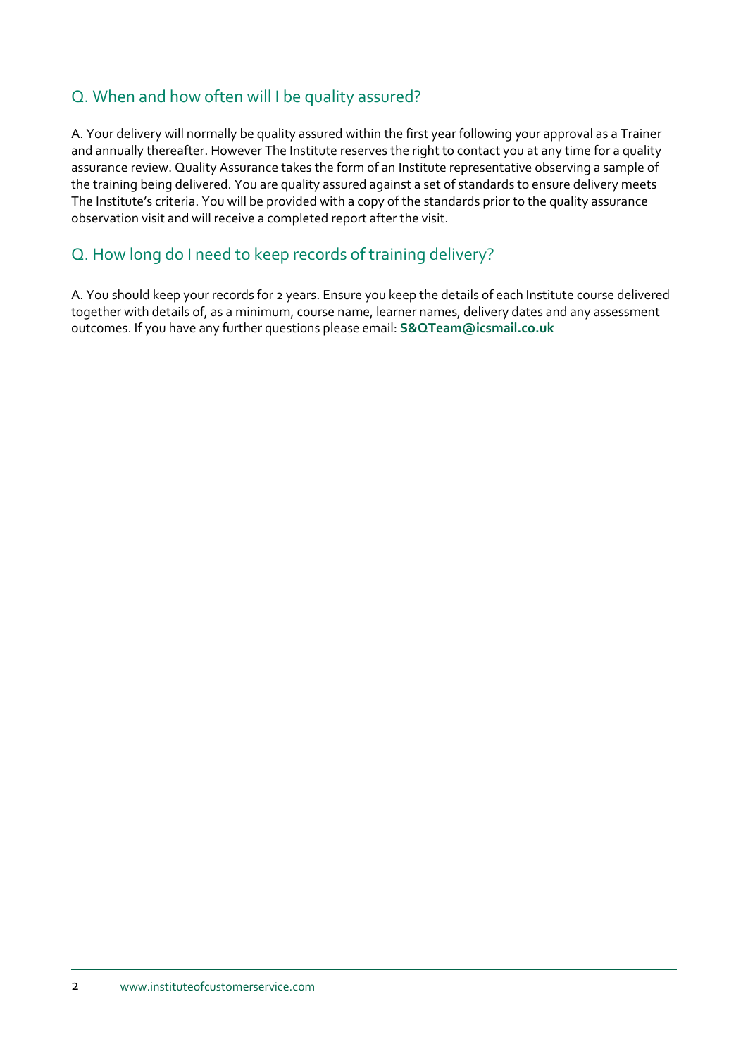## Q. When and how often will I be quality assured?

A. Your delivery will normally be quality assured within the first year following your approval as a Trainer and annually thereafter. However The Institute reserves the right to contact you at any time for a quality assurance review. Quality Assurance takes the form of an Institute representative observing a sample of the training being delivered. You are quality assured against a set of standards to ensure delivery meets The Institute's criteria. You will be provided with a copy of the standards prior to the quality assurance observation visit and will receive a completed report after the visit.

## Q. How long do I need to keep records of training delivery?

A. You should keep your records for 2 years. Ensure you keep the details of each Institute course delivered together with details of, as a minimum, course name, learner names, delivery dates and any assessment outcomes. If you have any further questions please email: **S&QTeam@icsmail.co.uk**